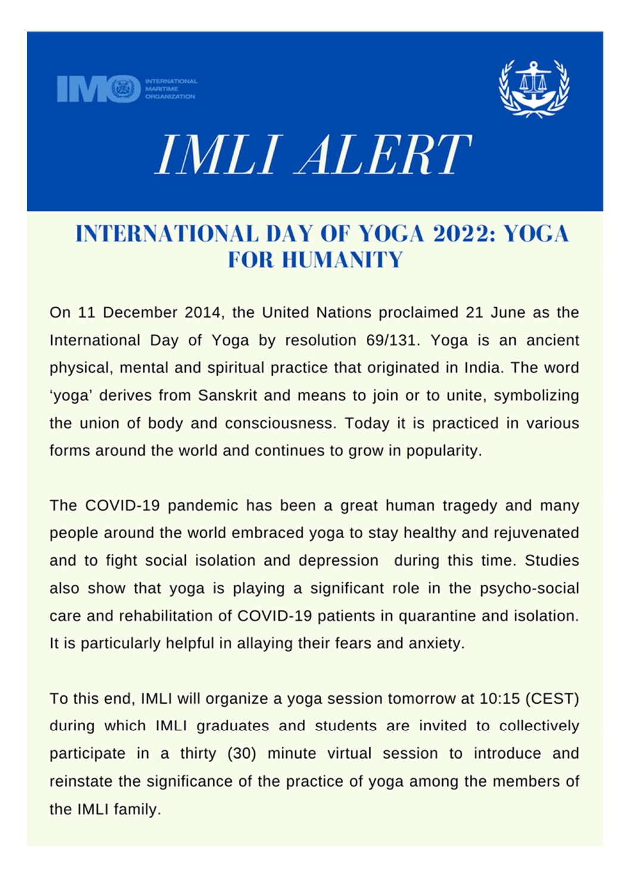INTERNATIONAL MARITIME ORGANIZATION

# IMLI ALERT

## INTERNATIONAL DAY OF YOGA 2022: YOGA FOR HUMANITY

On 11 December 2014, the United Nations proclaimed 21 June as the International Day of Yoga by resolution 69/131. Yoga is an ancient physical, mental and spiritual practice that originated in India. The word 'yoga' derives from Sanskrit and means to join or to unite, symbolizing the union of body and consciousness. Today it is practiced in various forms around the world and continues to grow in popularity.

The COVID-19 pandemic has been a great human tragedy and many people around the world embraced yoga to stay healthy and rejuvenated and to fight social isolation and depression during this time. Studies also show that yoga is playing a significant role in the psycho-social care and rehabilitation of COVID-19 patients in quarantine and isolation. It is particularly helpful in allaying their fears and anxiety.

To this end, IMLI will organize a yoga session tomorrow at 10:15 (CEST) during which IMLI graduates and students are invited to collectively participate in a thirty (30) minute virtual session to introduce and reinstate the significance of the practice of yoga among the members of the IMLI family.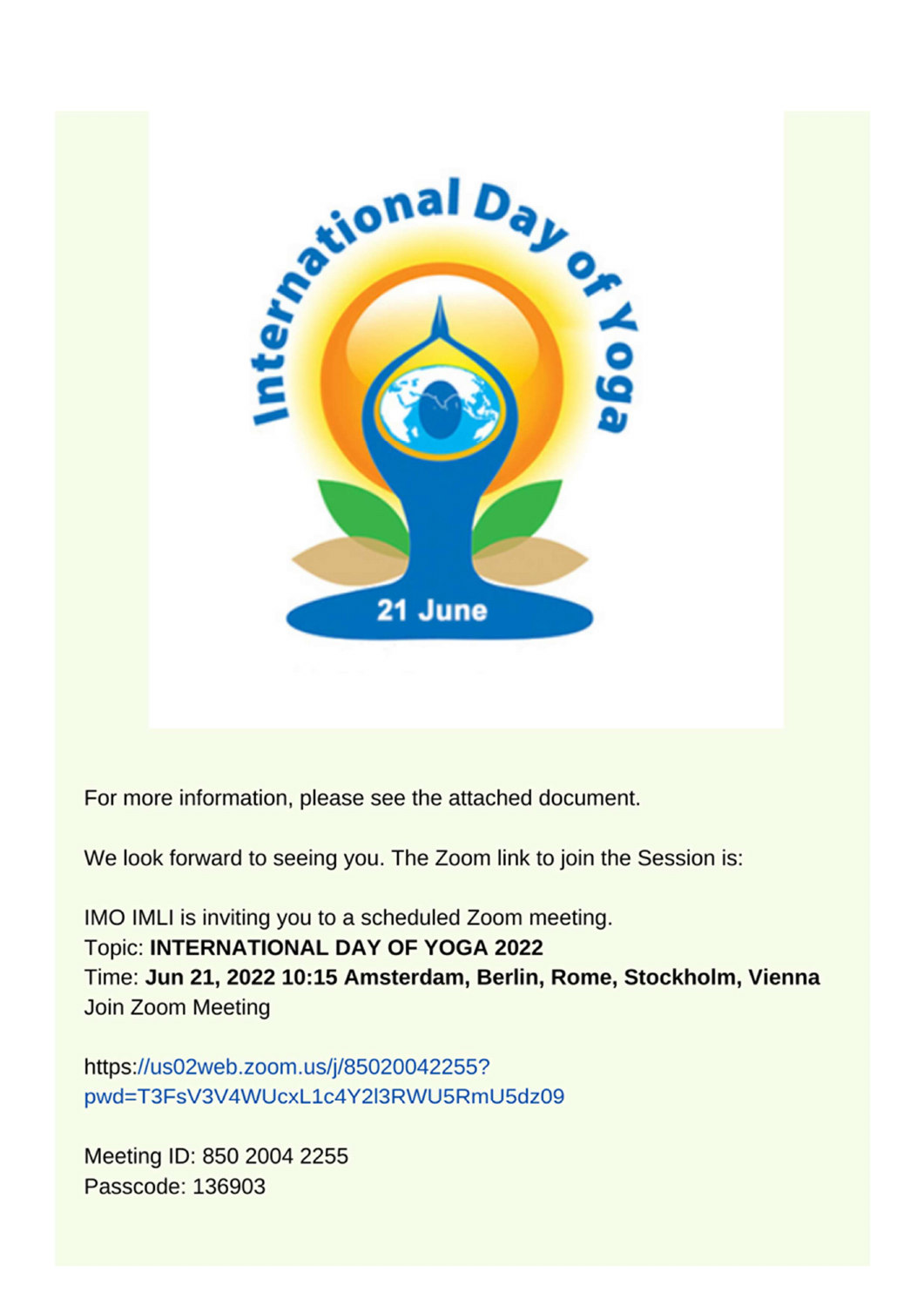For more information, please see the attached document.

We look forward to seeing you. The Zoom link to join the Session is:

IMO IMLI is inviting you to a scheduled Zoom meeting.
Topic: **INTERNATIONAL DAY OF YOGA 2022**
Time: **Jun 21, 2022 10:15 Amsterdam, Berlin, Rome, Stockholm, Vienna**
Join Zoom Meeting

https://us02web.zoom.us/j/85020042255?pwd=T3FsV3V4WUcxL1c4Y2l3RWU5RmU5dz09

Meeting ID: 850 2004 2255
Passcode: 136903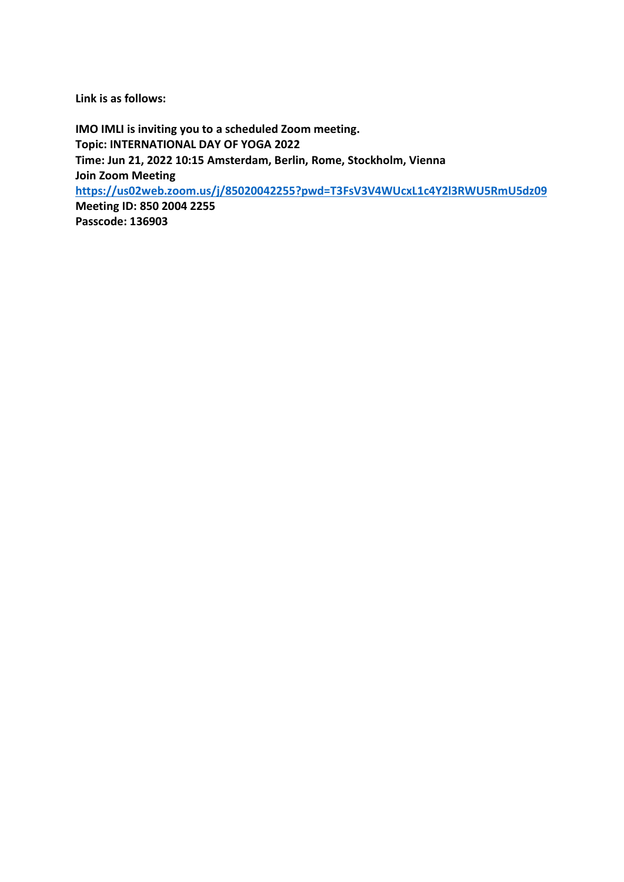**Link is as follows:**

**IMO IMLI is inviting you to a scheduled Zoom meeting.**
**Topic: INTERNATIONAL DAY OF YOGA 2022**
**Time: Jun 21, 2022 10:15 Amsterdam, Berlin, Rome, Stockholm, Vienna**
**Join Zoom Meeting**
**https://us02web.zoom.us/j/85020042255?pwd=T3FsV3V4WUcxL1c4Y2l3RWU5RmU5dz09**
**Meeting ID: 850 2004 2255**
**Passcode: 136903**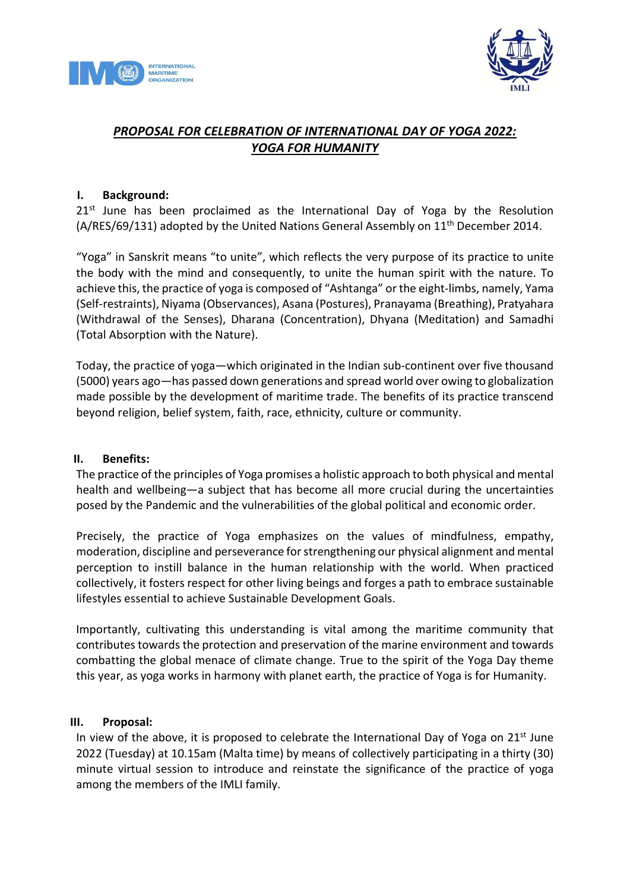## *PROPOSAL FOR CELEBRATION OF INTERNATIONAL DAY OF YOGA 2022: YOGA FOR HUMANITY*

### I. Background:

21st June has been proclaimed as the International Day of Yoga by the Resolution (A/RES/69/131) adopted by the United Nations General Assembly on 11th December 2014.

"Yoga" in Sanskrit means "to unite", which reflects the very purpose of its practice to unite the body with the mind and consequently, to unite the human spirit with the nature. To achieve this, the practice of yoga is composed of "Ashtanga" or the eight-limbs, namely, Yama (Self-restraints), Niyama (Observances), Asana (Postures), Pranayama (Breathing), Pratyahara (Withdrawal of the Senses), Dharana (Concentration), Dhyana (Meditation) and Samadhi (Total Absorption with the Nature).

Today, the practice of yoga—which originated in the Indian sub-continent over five thousand (5000) years ago—has passed down generations and spread world over owing to globalization made possible by the development of maritime trade. The benefits of its practice transcend beyond religion, belief system, faith, race, ethnicity, culture or community.

### II. Benefits:

The practice of the principles of Yoga promises a holistic approach to both physical and mental health and wellbeing—a subject that has become all more crucial during the uncertainties posed by the Pandemic and the vulnerabilities of the global political and economic order.

Precisely, the practice of Yoga emphasizes on the values of mindfulness, empathy, moderation, discipline and perseverance for strengthening our physical alignment and mental perception to instill balance in the human relationship with the world. When practiced collectively, it fosters respect for other living beings and forges a path to embrace sustainable lifestyles essential to achieve Sustainable Development Goals.

Importantly, cultivating this understanding is vital among the maritime community that contributes towards the protection and preservation of the marine environment and towards combatting the global menace of climate change. True to the spirit of the Yoga Day theme this year, as yoga works in harmony with planet earth, the practice of Yoga is for Humanity.

### III. Proposal:

In view of the above, it is proposed to celebrate the International Day of Yoga on 21st June 2022 (Tuesday) at 10.15am (Malta time) by means of collectively participating in a thirty (30) minute virtual session to introduce and reinstate the significance of the practice of yoga among the members of the IMLI family.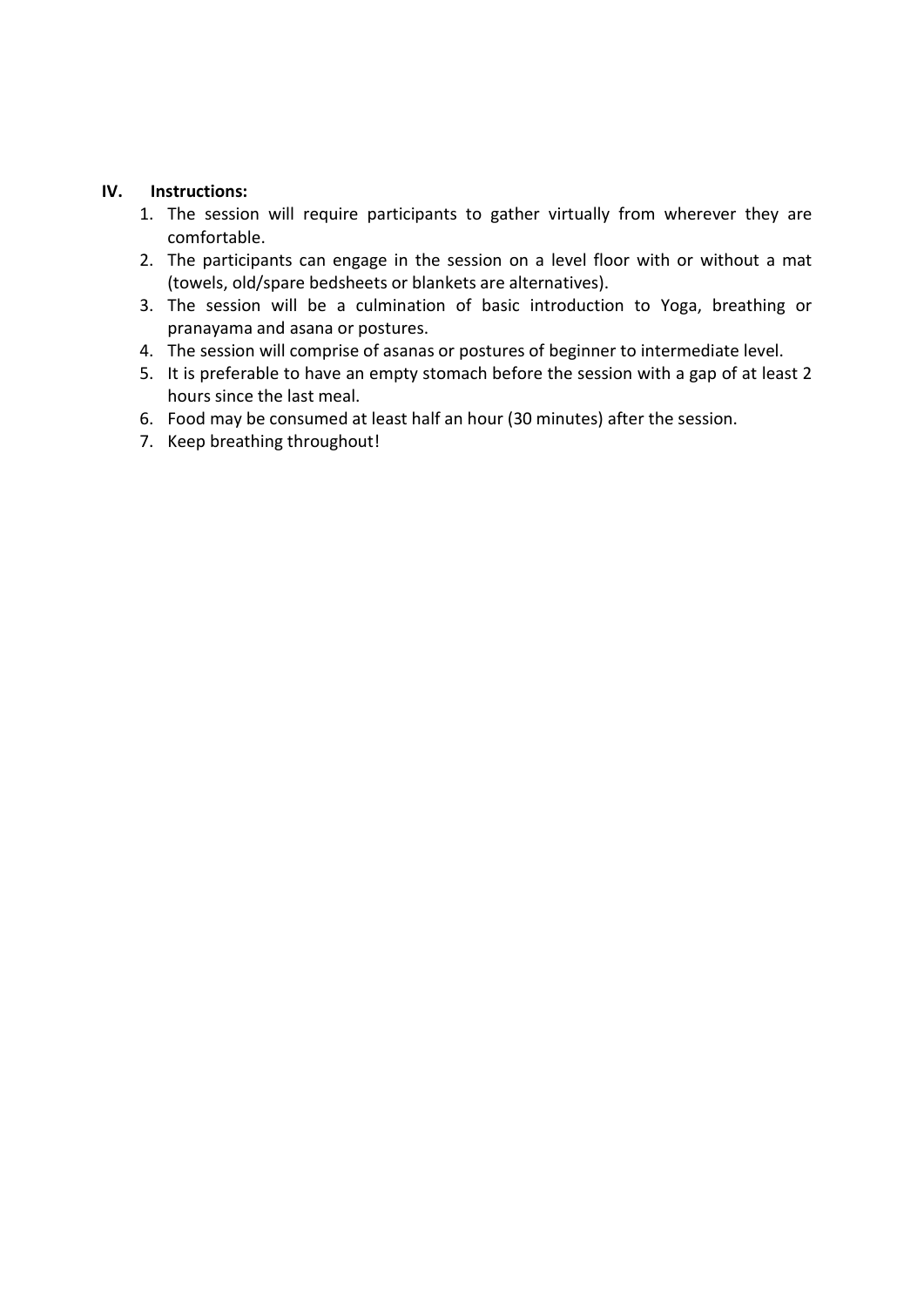## IV. Instructions:

1. The session will require participants to gather virtually from wherever they are comfortable.
2. The participants can engage in the session on a level floor with or without a mat (towels, old/spare bedsheets or blankets are alternatives).
3. The session will be a culmination of basic introduction to Yoga, breathing or pranayama and asana or postures.
4. The session will comprise of asanas or postures of beginner to intermediate level.
5. It is preferable to have an empty stomach before the session with a gap of at least 2 hours since the last meal.
6. Food may be consumed at least half an hour (30 minutes) after the session.
7. Keep breathing throughout!